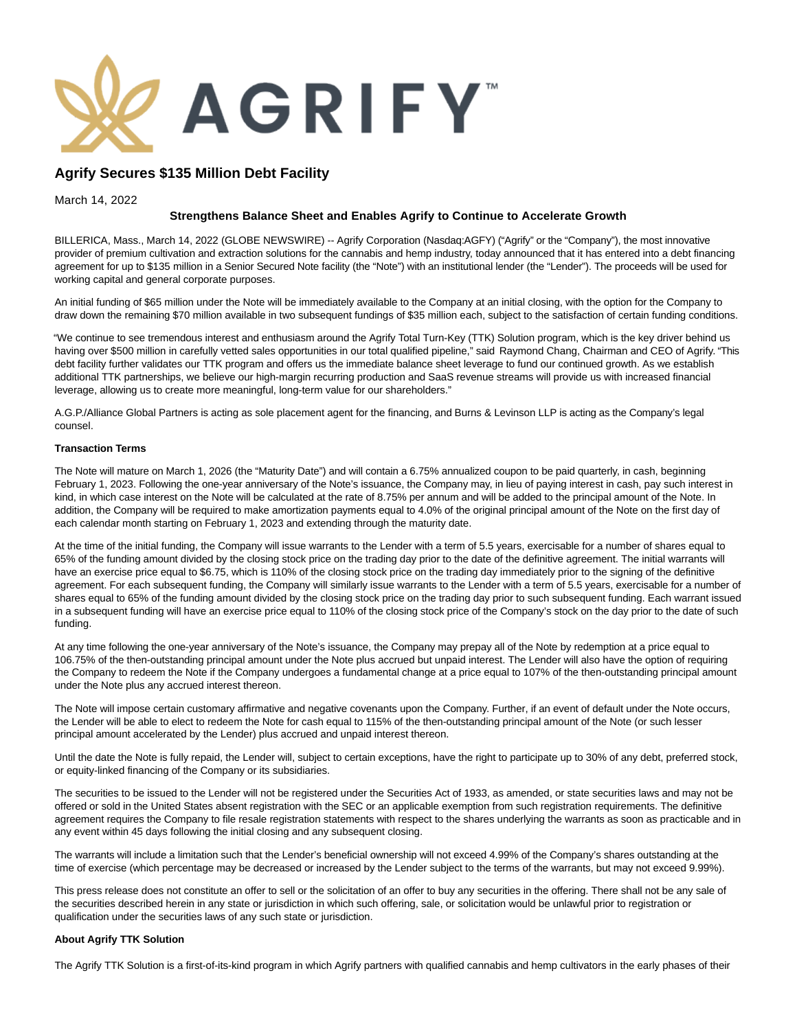AGRIFY™

# Agrify Secures $135 Million Debt Facility

March 14, 2022

**Strengthens Balance Sheet and Enables Agrify to Continue to Accelerate Growth**

BILLERICA, Mass., March 14, 2022 (GLOBE NEWSWIRE) -- Agrify Corporation (Nasdaq:AGFY) ("Agrify" or the "Company"), the most innovative provider of premium cultivation and extraction solutions for the cannabis and hemp industry, today announced that it has entered into a debt financing agreement for up to $135 million in a Senior Secured Note facility (the "Note") with an institutional lender (the "Lender"). The proceeds will be used for working capital and general corporate purposes.

An initial funding of $65 million under the Note will be immediately available to the Company at an initial closing, with the option for the Company to draw down the remaining $70 million available in two subsequent fundings of $35 million each, subject to the satisfaction of certain funding conditions.

"We continue to see tremendous interest and enthusiasm around the Agrify Total Turn-Key (TTK) Solution program, which is the key driver behind us having over $500 million in carefully vetted sales opportunities in our total qualified pipeline," said Raymond Chang, Chairman and CEO of Agrify. "This debt facility further validates our TTK program and offers us the immediate balance sheet leverage to fund our continued growth. As we establish additional TTK partnerships, we believe our high-margin recurring production and SaaS revenue streams will provide us with increased financial leverage, allowing us to create more meaningful, long-term value for our shareholders."

A.G.P./Alliance Global Partners is acting as sole placement agent for the financing, and Burns & Levinson LLP is acting as the Company's legal counsel.

**Transaction Terms**

The Note will mature on March 1, 2026 (the "Maturity Date") and will contain a 6.75% annualized coupon to be paid quarterly, in cash, beginning February 1, 2023. Following the one-year anniversary of the Note's issuance, the Company may, in lieu of paying interest in cash, pay such interest in kind, in which case interest on the Note will be calculated at the rate of 8.75% per annum and will be added to the principal amount of the Note. In addition, the Company will be required to make amortization payments equal to 4.0% of the original principal amount of the Note on the first day of each calendar month starting on February 1, 2023 and extending through the maturity date.

At the time of the initial funding, the Company will issue warrants to the Lender with a term of 5.5 years, exercisable for a number of shares equal to 65% of the funding amount divided by the closing stock price on the trading day prior to the date of the definitive agreement. The initial warrants will have an exercise price equal to $6.75, which is 110% of the closing stock price on the trading day immediately prior to the signing of the definitive agreement. For each subsequent funding, the Company will similarly issue warrants to the Lender with a term of 5.5 years, exercisable for a number of shares equal to 65% of the funding amount divided by the closing stock price on the trading day prior to such subsequent funding. Each warrant issued in a subsequent funding will have an exercise price equal to 110% of the closing stock price of the Company's stock on the day prior to the date of such funding.

At any time following the one-year anniversary of the Note's issuance, the Company may prepay all of the Note by redemption at a price equal to 106.75% of the then-outstanding principal amount under the Note plus accrued but unpaid interest. The Lender will also have the option of requiring the Company to redeem the Note if the Company undergoes a fundamental change at a price equal to 107% of the then-outstanding principal amount under the Note plus any accrued interest thereon.

The Note will impose certain customary affirmative and negative covenants upon the Company. Further, if an event of default under the Note occurs, the Lender will be able to elect to redeem the Note for cash equal to 115% of the then-outstanding principal amount of the Note (or such lesser principal amount accelerated by the Lender) plus accrued and unpaid interest thereon.

Until the date the Note is fully repaid, the Lender will, subject to certain exceptions, have the right to participate up to 30% of any debt, preferred stock, or equity-linked financing of the Company or its subsidiaries.

The securities to be issued to the Lender will not be registered under the Securities Act of 1933, as amended, or state securities laws and may not be offered or sold in the United States absent registration with the SEC or an applicable exemption from such registration requirements. The definitive agreement requires the Company to file resale registration statements with respect to the shares underlying the warrants as soon as practicable and in any event within 45 days following the initial closing and any subsequent closing.

The warrants will include a limitation such that the Lender's beneficial ownership will not exceed 4.99% of the Company's shares outstanding at the time of exercise (which percentage may be decreased or increased by the Lender subject to the terms of the warrants, but may not exceed 9.99%).

This press release does not constitute an offer to sell or the solicitation of an offer to buy any securities in the offering. There shall not be any sale of the securities described herein in any state or jurisdiction in which such offering, sale, or solicitation would be unlawful prior to registration or qualification under the securities laws of any such state or jurisdiction.

**About Agrify TTK Solution**

The Agrify TTK Solution is a first-of-its-kind program in which Agrify partners with qualified cannabis and hemp cultivators in the early phases of their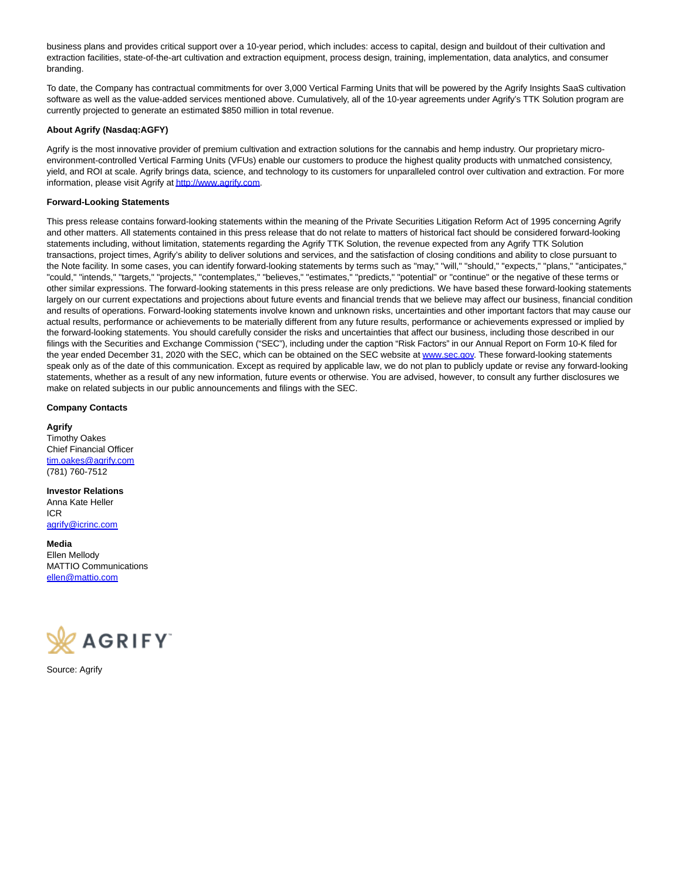business plans and provides critical support over a 10-year period, which includes: access to capital, design and buildout of their cultivation and extraction facilities, state-of-the-art cultivation and extraction equipment, process design, training, implementation, data analytics, and consumer branding.

To date, the Company has contractual commitments for over 3,000 Vertical Farming Units that will be powered by the Agrify Insights SaaS cultivation software as well as the value-added services mentioned above. Cumulatively, all of the 10-year agreements under Agrify's TTK Solution program are currently projected to generate an estimated $850 million in total revenue.

**About Agrify (Nasdaq:AGFY)**

Agrify is the most innovative provider of premium cultivation and extraction solutions for the cannabis and hemp industry. Our proprietary micro-environment-controlled Vertical Farming Units (VFUs) enable our customers to produce the highest quality products with unmatched consistency, yield, and ROI at scale. Agrify brings data, science, and technology to its customers for unparalleled control over cultivation and extraction. For more information, please visit Agrify at http://www.agrify.com.

**Forward-Looking Statements**

This press release contains forward-looking statements within the meaning of the Private Securities Litigation Reform Act of 1995 concerning Agrify and other matters. All statements contained in this press release that do not relate to matters of historical fact should be considered forward-looking statements including, without limitation, statements regarding the Agrify TTK Solution, the revenue expected from any Agrify TTK Solution transactions, project times, Agrify's ability to deliver solutions and services, and the satisfaction of closing conditions and ability to close pursuant to the Note facility. In some cases, you can identify forward-looking statements by terms such as "may," "will," "should," "expects," "plans," "anticipates," "could," "intends," "targets," "projects," "contemplates," "believes," "estimates," "predicts," "potential" or "continue" or the negative of these terms or other similar expressions. The forward-looking statements in this press release are only predictions. We have based these forward-looking statements largely on our current expectations and projections about future events and financial trends that we believe may affect our business, financial condition and results of operations. Forward-looking statements involve known and unknown risks, uncertainties and other important factors that may cause our actual results, performance or achievements to be materially different from any future results, performance or achievements expressed or implied by the forward-looking statements. You should carefully consider the risks and uncertainties that affect our business, including those described in our filings with the Securities and Exchange Commission ("SEC"), including under the caption "Risk Factors" in our Annual Report on Form 10-K filed for the year ended December 31, 2020 with the SEC, which can be obtained on the SEC website at www.sec.gov. These forward-looking statements speak only as of the date of this communication. Except as required by applicable law, we do not plan to publicly update or revise any forward-looking statements, whether as a result of any new information, future events or otherwise. You are advised, however, to consult any further disclosures we make on related subjects in our public announcements and filings with the SEC.

**Company Contacts**

**Agrify**
Timothy Oakes
Chief Financial Officer
tim.oakes@agrify.com
(781) 760-7512

**Investor Relations**
Anna Kate Heller
ICR
agrify@icrinc.com

**Media**
Ellen Mellody
MATTIO Communications
ellen@mattio.com

AGRIFY

Source: Agrify